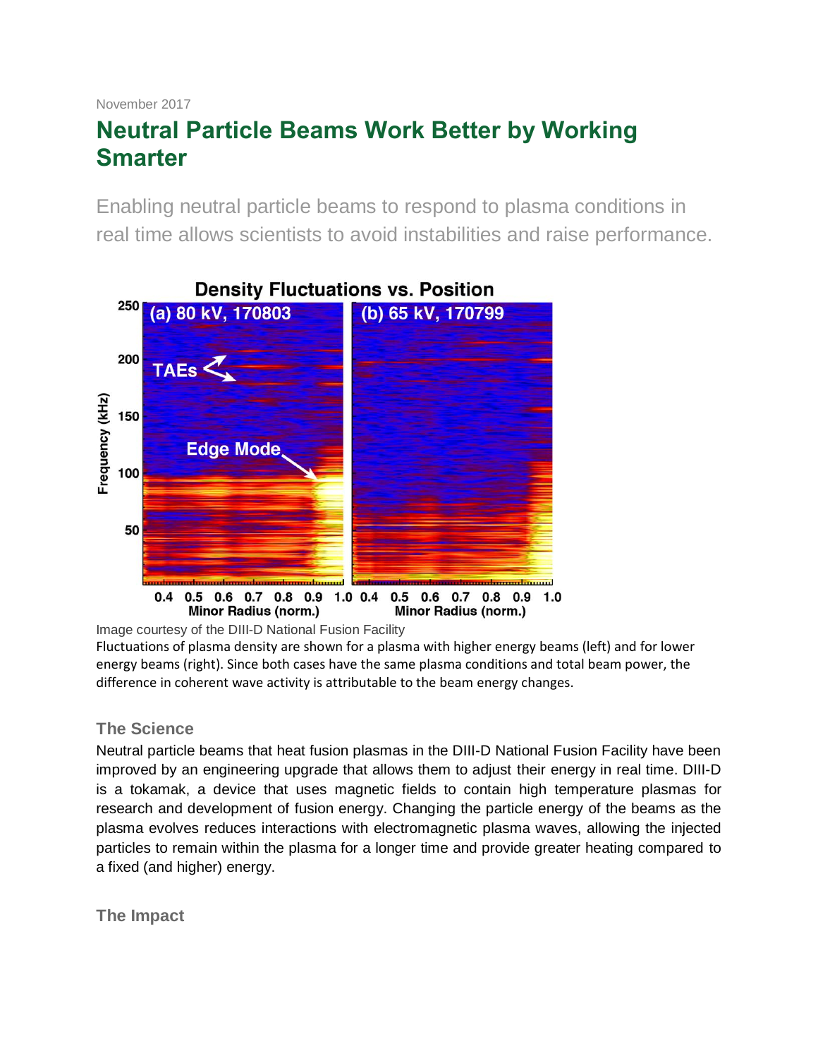November 2017

# Neutral Particle Beams Work Better by Working Smarter

Enabling neutral particle beams to respond to plasma conditions in real time allows scientists to avoid instabilities and raise performance.

Image courtesy of the DIII-D National Fusion Facility

Fluctuations of plasma density are shown for a plasma with higher energy beams (left) and for lower energy beams (right). Since both cases have the same plasma conditions and total beam power, the difference in coherent wave activity is attributable to the beam energy changes.

### The Science

Neutral particle beams that heat fusion plasmas in the DIII-D National Fusion Facility have been improved by an engineering upgrade that allows them to adjust their energy in real time. DIII-D is a tokamak, a device that uses magnetic fields to contain high temperature plasmas for research and development of fusion energy. Changing the particle energy of the beams as the plasma evolves reduces interactions with electromagnetic plasma waves, allowing the injected particles to remain within the plasma for a longer time and provide greater heating compared to a fixed (and higher) energy.

### The Impact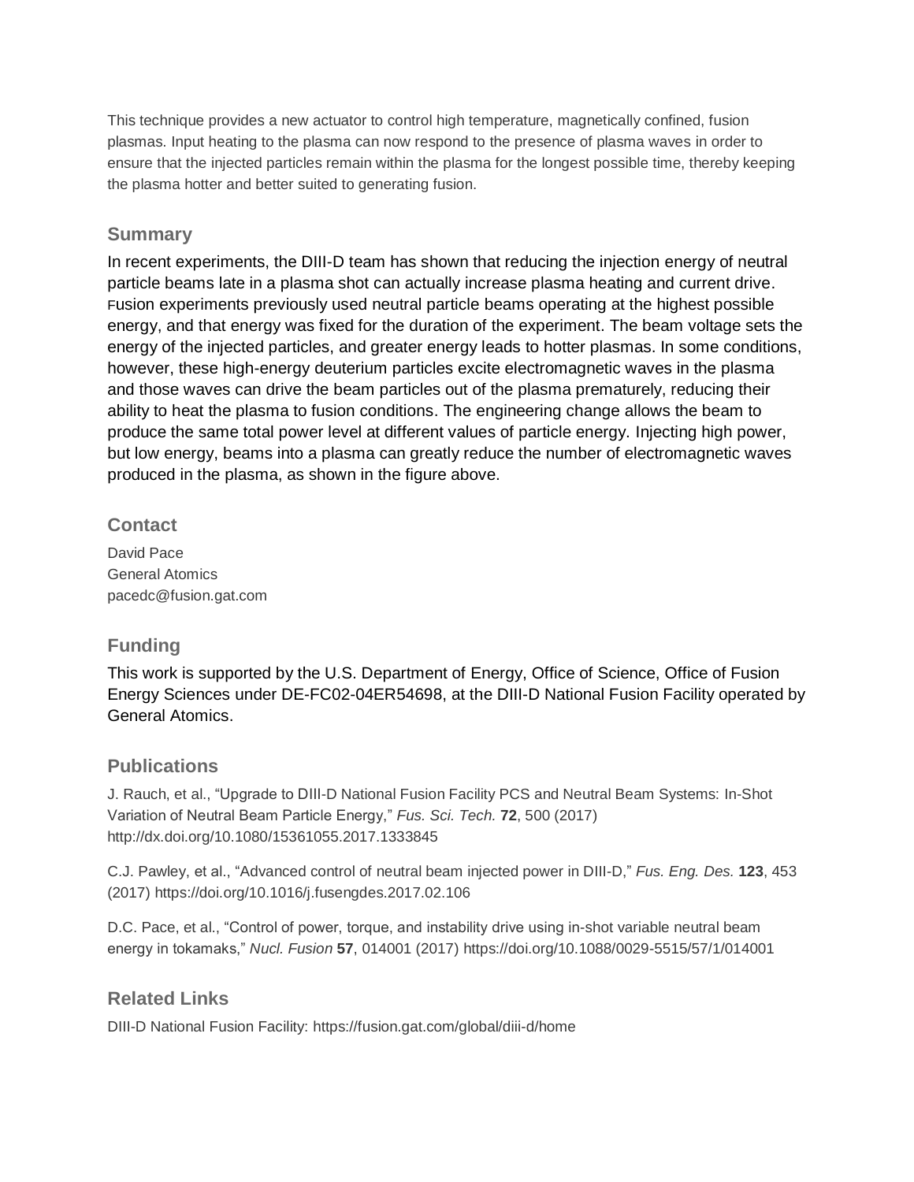This technique provides a new actuator to control high temperature, magnetically confined, fusion plasmas. Input heating to the plasma can now respond to the presence of plasma waves in order to ensure that the injected particles remain within the plasma for the longest possible time, thereby keeping the plasma hotter and better suited to generating fusion.

## Summary

In recent experiments, the DIII-D team has shown that reducing the injection energy of neutral particle beams late in a plasma shot can actually increase plasma heating and current drive. Fusion experiments previously used neutral particle beams operating at the highest possible energy, and that energy was fixed for the duration of the experiment. The beam voltage sets the energy of the injected particles, and greater energy leads to hotter plasmas. In some conditions, however, these high-energy deuterium particles excite electromagnetic waves in the plasma and those waves can drive the beam particles out of the plasma prematurely, reducing their ability to heat the plasma to fusion conditions. The engineering change allows the beam to produce the same total power level at different values of particle energy. Injecting high power, but low energy, beams into a plasma can greatly reduce the number of electromagnetic waves produced in the plasma, as shown in the figure above.

## Contact

David Pace
General Atomics
pacedc@fusion.gat.com

## Funding

This work is supported by the U.S. Department of Energy, Office of Science, Office of Fusion Energy Sciences under DE-FC02-04ER54698, at the DIII-D National Fusion Facility operated by General Atomics.

## Publications

J. Rauch, et al., "Upgrade to DIII-D National Fusion Facility PCS and Neutral Beam Systems: In-Shot Variation of Neutral Beam Particle Energy," *Fus. Sci. Tech.* **72**, 500 (2017) http://dx.doi.org/10.1080/15361055.2017.1333845

C.J. Pawley, et al., "Advanced control of neutral beam injected power in DIII-D," *Fus. Eng. Des.* **123**, 453 (2017) https://doi.org/10.1016/j.fusengdes.2017.02.106

D.C. Pace, et al., "Control of power, torque, and instability drive using in-shot variable neutral beam energy in tokamaks," *Nucl. Fusion* **57**, 014001 (2017) https://doi.org/10.1088/0029-5515/57/1/014001

## Related Links

DIII-D National Fusion Facility: https://fusion.gat.com/global/diii-d/home